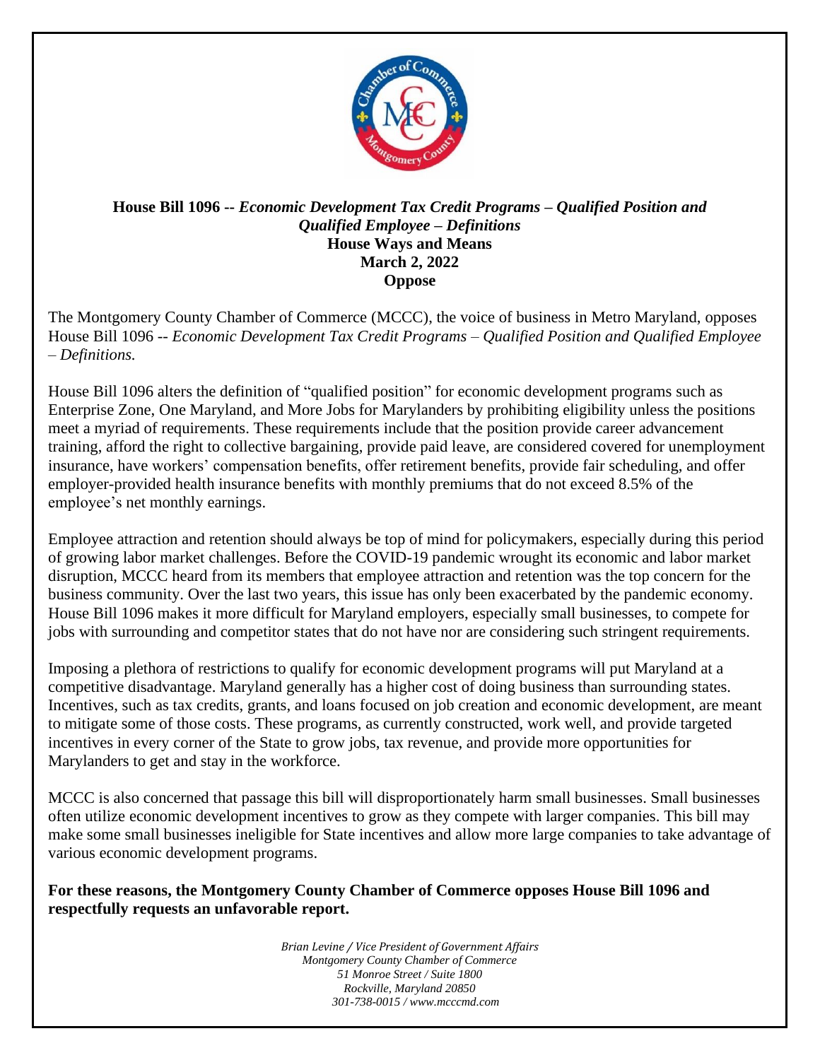**House Bill 1096 --** ***Economic Development Tax Credit Programs – Qualified Position and Qualified Employee – Definitions***
**House Ways and Means**
**March 2, 2022**
**Oppose**

The Montgomery County Chamber of Commerce (MCCC), the voice of business in Metro Maryland, opposes House Bill 1096 -- *Economic Development Tax Credit Programs – Qualified Position and Qualified Employee – Definitions.*

House Bill 1096 alters the definition of "qualified position" for economic development programs such as Enterprise Zone, One Maryland, and More Jobs for Marylanders by prohibiting eligibility unless the positions meet a myriad of requirements. These requirements include that the position provide career advancement training, afford the right to collective bargaining, provide paid leave, are considered covered for unemployment insurance, have workers' compensation benefits, offer retirement benefits, provide fair scheduling, and offer employer-provided health insurance benefits with monthly premiums that do not exceed 8.5% of the employee's net monthly earnings.

Employee attraction and retention should always be top of mind for policymakers, especially during this period of growing labor market challenges. Before the COVID-19 pandemic wrought its economic and labor market disruption, MCCC heard from its members that employee attraction and retention was the top concern for the business community. Over the last two years, this issue has only been exacerbated by the pandemic economy. House Bill 1096 makes it more difficult for Maryland employers, especially small businesses, to compete for jobs with surrounding and competitor states that do not have nor are considering such stringent requirements.

Imposing a plethora of restrictions to qualify for economic development programs will put Maryland at a competitive disadvantage. Maryland generally has a higher cost of doing business than surrounding states. Incentives, such as tax credits, grants, and loans focused on job creation and economic development, are meant to mitigate some of those costs. These programs, as currently constructed, work well, and provide targeted incentives in every corner of the State to grow jobs, tax revenue, and provide more opportunities for Marylanders to get and stay in the workforce.

MCCC is also concerned that passage this bill will disproportionately harm small businesses. Small businesses often utilize economic development incentives to grow as they compete with larger companies. This bill may make some small businesses ineligible for State incentives and allow more large companies to take advantage of various economic development programs.

**For these reasons, the Montgomery County Chamber of Commerce opposes House Bill 1096 and respectfully requests an unfavorable report.**

*Brian Levine / Vice President of Government Affairs*
*Montgomery County Chamber of Commerce*
*51 Monroe Street / Suite 1800*
*Rockville, Maryland 20850*
*301-738-0015 / www.mcccmd.com*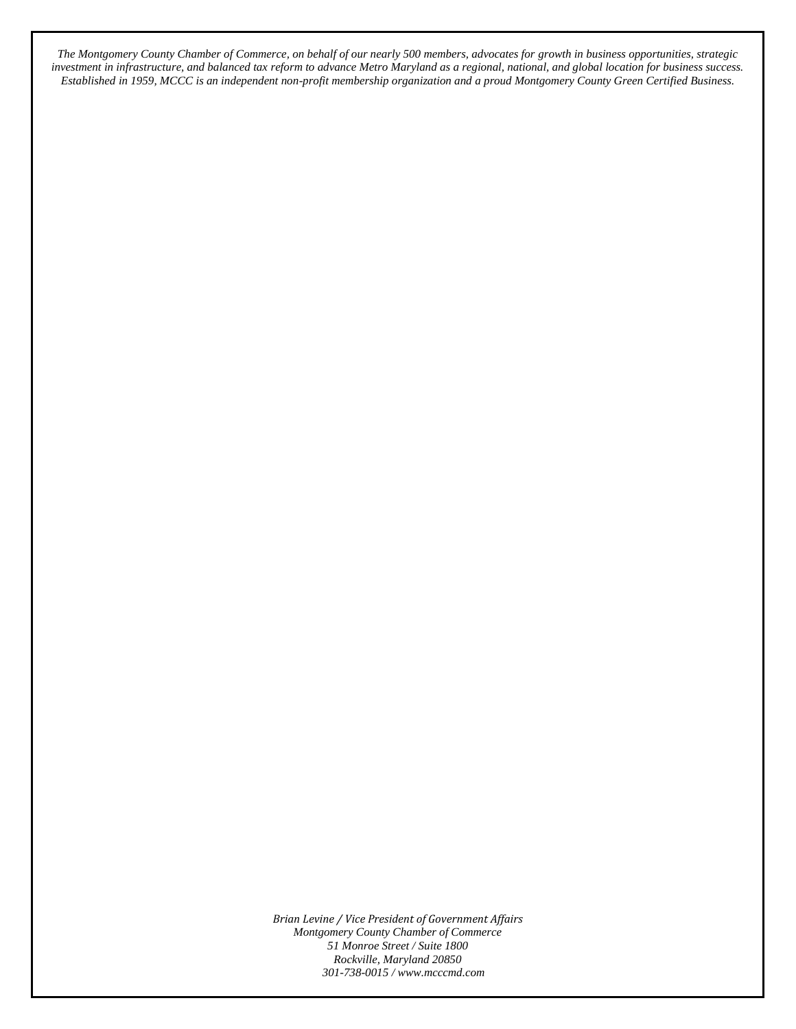*The Montgomery County Chamber of Commerce, on behalf of our nearly 500 members, advocates for growth in business opportunities, strategic investment in infrastructure, and balanced tax reform to advance Metro Maryland as a regional, national, and global location for business success. Established in 1959, MCCC is an independent non-profit membership organization and a proud Montgomery County Green Certified Business.*

*Brian Levine / Vice President of Government Affairs*
*Montgomery County Chamber of Commerce*
*51 Monroe Street / Suite 1800*
*Rockville, Maryland 20850*
*301-738-0015 / www.mcccmd.com*